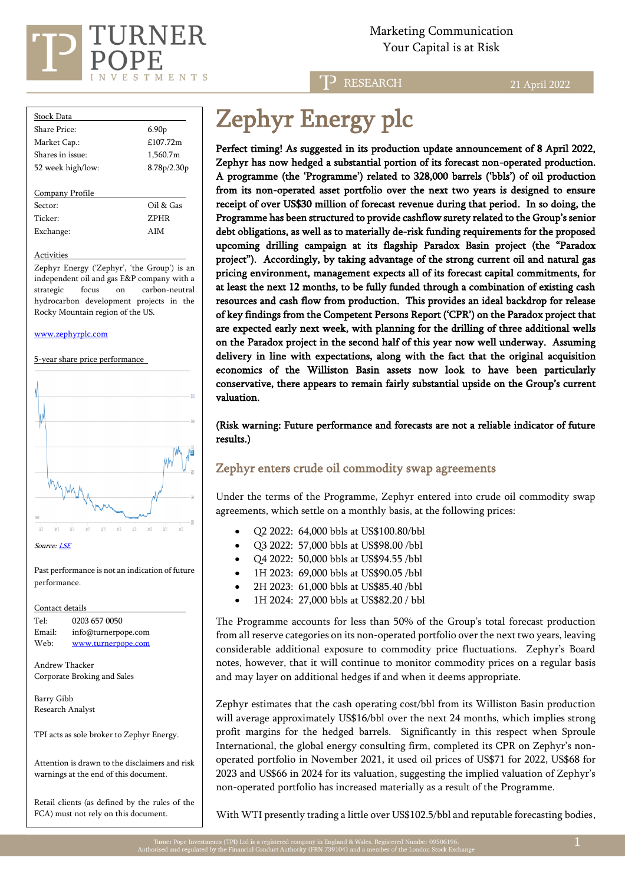Marketing Communication
Your Capital is at Risk

RESEARCH — 21 April 2022

# Zephyr Energy plc

| Stock Data | |
|---|---|
| Share Price: | 6.90p |
| Market Cap.: | £107.72m |
| Shares in issue: | 1,560.7m |
| 52 week high/low: | 8.78p/2.30p |

| Company Profile | |
|---|---|
| Sector: | Oil & Gas |
| Ticker: | ZPHR |
| Exchange: | AIM |

**Activities**

Zephyr Energy ('Zephyr', 'the Group') is an independent oil and gas E&P company with a strategic focus on carbon-neutral hydrocarbon development projects in the Rocky Mountain region of the US.

www.zephyrplc.com

5-year share price performance

Source: LSE

Past performance is not an indication of future performance.

**Contact details**

Tel: 0203 657 0050
Email: info@turnerpope.com
Web: www.turnerpope.com

Andrew Thacker
Corporate Broking and Sales

Barry Gibb
Research Analyst

TPI acts as sole broker to Zephyr Energy.

Attention is drawn to the disclaimers and risk warnings at the end of this document.

Retail clients (as defined by the rules of the FCA) must not rely on this document.

**Perfect timing! As suggested in its production update announcement of 8 April 2022, Zephyr has now hedged a substantial portion of its forecast non-operated production. A programme (the 'Programme') related to 328,000 barrels ('bbls') of oil production from its non-operated asset portfolio over the next two years is designed to ensure receipt of over US$30 million of forecast revenue during that period. In so doing, the Programme has been structured to provide cashflow surety related to the Group's senior debt obligations, as well as to materially de-risk funding requirements for the proposed upcoming drilling campaign at its flagship Paradox Basin project (the "Paradox project"). Accordingly, by taking advantage of the strong current oil and natural gas pricing environment, management expects all of its forecast capital commitments, for at least the next 12 months, to be fully funded through a combination of existing cash resources and cash flow from production. This provides an ideal backdrop for release of key findings from the Competent Persons Report ('CPR') on the Paradox project that are expected early next week, with planning for the drilling of three additional wells on the Paradox project in the second half of this year now well underway. Assuming delivery in line with expectations, along with the fact that the original acquisition economics of the Williston Basin assets now look to have been particularly conservative, there appears to remain fairly substantial upside on the Group's current valuation.**

**(Risk warning: Future performance and forecasts are not a reliable indicator of future results.)**

## Zephyr enters crude oil commodity swap agreements

Under the terms of the Programme, Zephyr entered into crude oil commodity swap agreements, which settle on a monthly basis, at the following prices:

- Q2 2022: 64,000 bbls at US$100.80/bbl
- Q3 2022: 57,000 bbls at US$98.00 /bbl
- Q4 2022: 50,000 bbls at US$94.55 /bbl
- 1H 2023: 69,000 bbls at US$90.05 /bbl
- 2H 2023: 61,000 bbls at US$85.40 /bbl
- 1H 2024: 27,000 bbls at US$82.20 / bbl

The Programme accounts for less than 50% of the Group's total forecast production from all reserve categories on its non-operated portfolio over the next two years, leaving considerable additional exposure to commodity price fluctuations. Zephyr's Board notes, however, that it will continue to monitor commodity prices on a regular basis and may layer on additional hedges if and when it deems appropriate.

Zephyr estimates that the cash operating cost/bbl from its Williston Basin production will average approximately US$16/bbl over the next 24 months, which implies strong profit margins for the hedged barrels. Significantly in this respect when Sproule International, the global energy consulting firm, completed its CPR on Zephyr's non-operated portfolio in November 2021, it used oil prices of US$71 for 2022, US$68 for 2023 and US$66 in 2024 for its valuation, suggesting the implied valuation of Zephyr's non-operated portfolio has increased materially as a result of the Programme.

With WTI presently trading a little over US$102.5/bbl and reputable forecasting bodies,

Turner Pope Investments (TPI) Ltd is a registered company in England & Wales. Registered Number 09506196.
Authorised and regulated by the Financial Conduct Authority (FRN 739104) and a member of the London Stock Exchange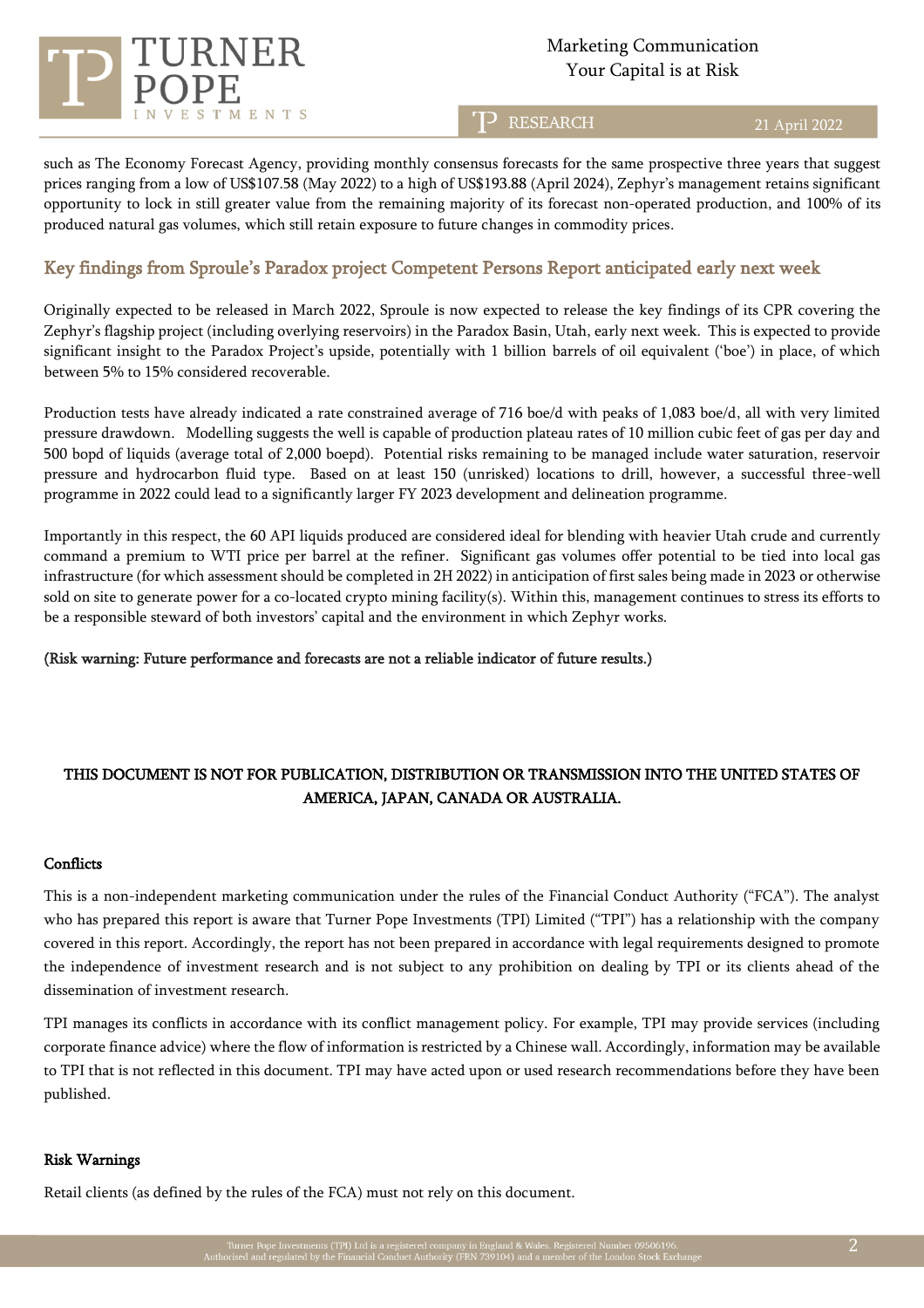such as The Economy Forecast Agency, providing monthly consensus forecasts for the same prospective three years that suggest prices ranging from a low of US$107.58 (May 2022) to a high of US$193.88 (April 2024), Zephyr's management retains significant opportunity to lock in still greater value from the remaining majority of its forecast non-operated production, and 100% of its produced natural gas volumes, which still retain exposure to future changes in commodity prices.

## Key findings from Sproule's Paradox project Competent Persons Report anticipated early next week

Originally expected to be released in March 2022, Sproule is now expected to release the key findings of its CPR covering the Zephyr's flagship project (including overlying reservoirs) in the Paradox Basin, Utah, early next week. This is expected to provide significant insight to the Paradox Project's upside, potentially with 1 billion barrels of oil equivalent ('boe') in place, of which between 5% to 15% considered recoverable.

Production tests have already indicated a rate constrained average of 716 boe/d with peaks of 1,083 boe/d, all with very limited pressure drawdown. Modelling suggests the well is capable of production plateau rates of 10 million cubic feet of gas per day and 500 bopd of liquids (average total of 2,000 boepd). Potential risks remaining to be managed include water saturation, reservoir pressure and hydrocarbon fluid type. Based on at least 150 (unrisked) locations to drill, however, a successful three-well programme in 2022 could lead to a significantly larger FY 2023 development and delineation programme.

Importantly in this respect, the 60 API liquids produced are considered ideal for blending with heavier Utah crude and currently command a premium to WTI price per barrel at the refiner. Significant gas volumes offer potential to be tied into local gas infrastructure (for which assessment should be completed in 2H 2022) in anticipation of first sales being made in 2023 or otherwise sold on site to generate power for a co-located crypto mining facility(s). Within this, management continues to stress its efforts to be a responsible steward of both investors' capital and the environment in which Zephyr works.

**(Risk warning: Future performance and forecasts are not a reliable indicator of future results.)**

**THIS DOCUMENT IS NOT FOR PUBLICATION, DISTRIBUTION OR TRANSMISSION INTO THE UNITED STATES OF AMERICA, JAPAN, CANADA OR AUSTRALIA.**

**Conflicts**

This is a non-independent marketing communication under the rules of the Financial Conduct Authority ("FCA"). The analyst who has prepared this report is aware that Turner Pope Investments (TPI) Limited ("TPI") has a relationship with the company covered in this report. Accordingly, the report has not been prepared in accordance with legal requirements designed to promote the independence of investment research and is not subject to any prohibition on dealing by TPI or its clients ahead of the dissemination of investment research.

TPI manages its conflicts in accordance with its conflict management policy. For example, TPI may provide services (including corporate finance advice) where the flow of information is restricted by a Chinese wall. Accordingly, information may be available to TPI that is not reflected in this document. TPI may have acted upon or used research recommendations before they have been published.

**Risk Warnings**

Retail clients (as defined by the rules of the FCA) must not rely on this document.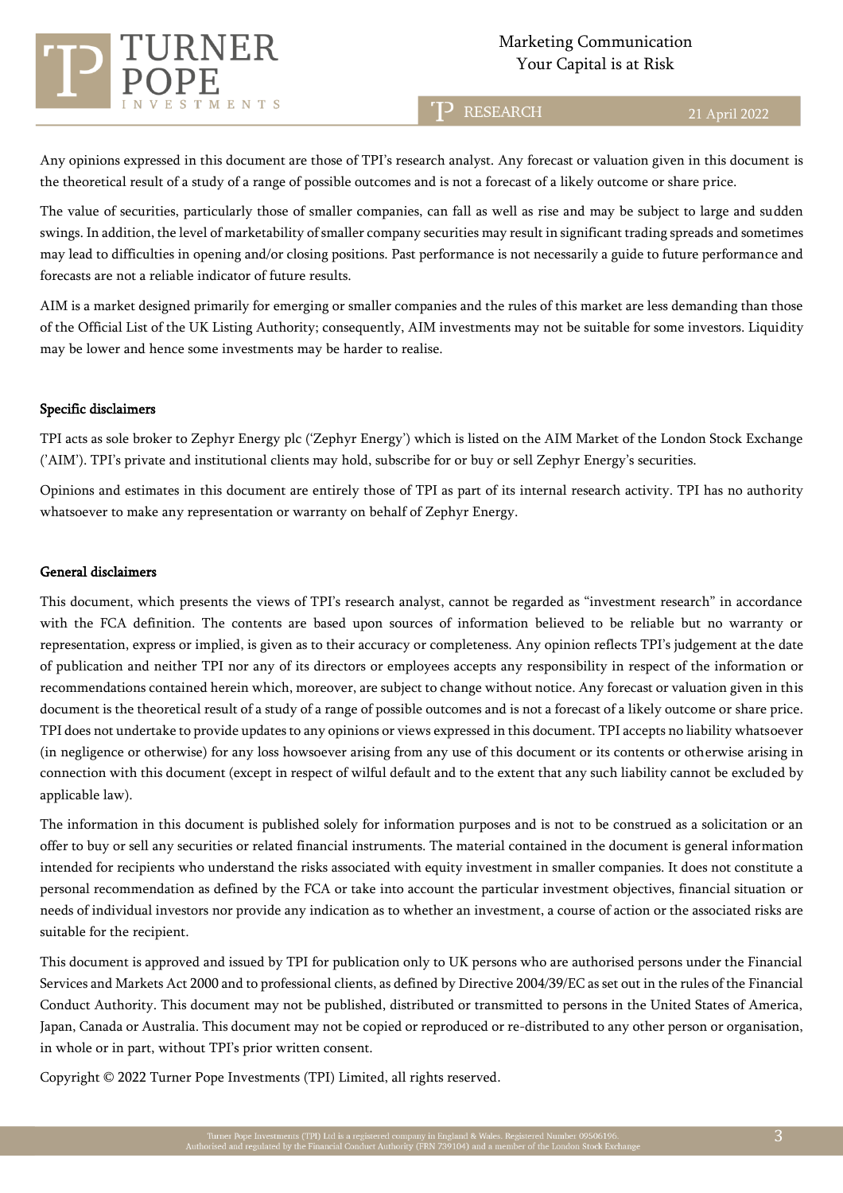Any opinions expressed in this document are those of TPI's research analyst. Any forecast or valuation given in this document is the theoretical result of a study of a range of possible outcomes and is not a forecast of a likely outcome or share price.

The value of securities, particularly those of smaller companies, can fall as well as rise and may be subject to large and sudden swings. In addition, the level of marketability of smaller company securities may result in significant trading spreads and sometimes may lead to difficulties in opening and/or closing positions. Past performance is not necessarily a guide to future performance and forecasts are not a reliable indicator of future results.

AIM is a market designed primarily for emerging or smaller companies and the rules of this market are less demanding than those of the Official List of the UK Listing Authority; consequently, AIM investments may not be suitable for some investors. Liquidity may be lower and hence some investments may be harder to realise.

**Specific disclaimers**

TPI acts as sole broker to Zephyr Energy plc ('Zephyr Energy') which is listed on the AIM Market of the London Stock Exchange ('AIM'). TPI's private and institutional clients may hold, subscribe for or buy or sell Zephyr Energy's securities.

Opinions and estimates in this document are entirely those of TPI as part of its internal research activity. TPI has no authority whatsoever to make any representation or warranty on behalf of Zephyr Energy.

**General disclaimers**

This document, which presents the views of TPI's research analyst, cannot be regarded as "investment research" in accordance with the FCA definition. The contents are based upon sources of information believed to be reliable but no warranty or representation, express or implied, is given as to their accuracy or completeness. Any opinion reflects TPI's judgement at the date of publication and neither TPI nor any of its directors or employees accepts any responsibility in respect of the information or recommendations contained herein which, moreover, are subject to change without notice. Any forecast or valuation given in this document is the theoretical result of a study of a range of possible outcomes and is not a forecast of a likely outcome or share price. TPI does not undertake to provide updates to any opinions or views expressed in this document. TPI accepts no liability whatsoever (in negligence or otherwise) for any loss howsoever arising from any use of this document or its contents or otherwise arising in connection with this document (except in respect of wilful default and to the extent that any such liability cannot be excluded by applicable law).

The information in this document is published solely for information purposes and is not to be construed as a solicitation or an offer to buy or sell any securities or related financial instruments. The material contained in the document is general information intended for recipients who understand the risks associated with equity investment in smaller companies. It does not constitute a personal recommendation as defined by the FCA or take into account the particular investment objectives, financial situation or needs of individual investors nor provide any indication as to whether an investment, a course of action or the associated risks are suitable for the recipient.

This document is approved and issued by TPI for publication only to UK persons who are authorised persons under the Financial Services and Markets Act 2000 and to professional clients, as defined by Directive 2004/39/EC as set out in the rules of the Financial Conduct Authority. This document may not be published, distributed or transmitted to persons in the United States of America, Japan, Canada or Australia. This document may not be copied or reproduced or re-distributed to any other person or organisation, in whole or in part, without TPI's prior written consent.

Copyright © 2022 Turner Pope Investments (TPI) Limited, all rights reserved.